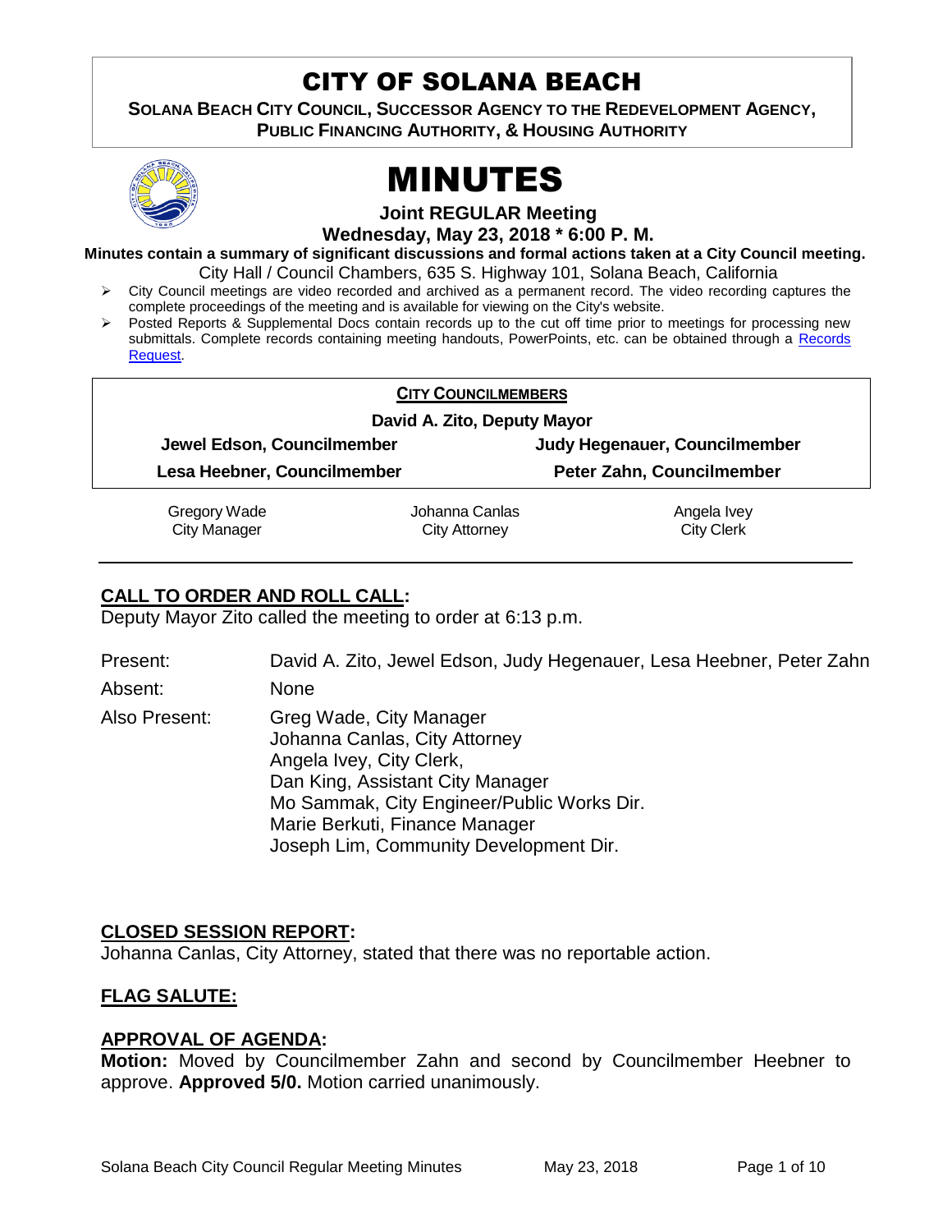# CITY OF SOLANA BEACH

**SOLANA BEACH CITY COUNCIL, SUCCESSOR AGENCY TO THE REDEVELOPMENT AGENCY, PUBLIC FINANCING AUTHORITY, & HOUSING AUTHORITY**

# MINUTES

**Joint REGULAR Meeting**

**Wednesday, May 23, 2018 * 6:00 P. M.**

**Minutes contain a summary of significant discussions and formal actions taken at a City Council meeting.**

City Hall / Council Chambers, 635 S. Highway 101, Solana Beach, California

- City Council meetings are video recorded and archived as a permanent record. The video recording captures the complete proceedings of the meeting and is available for viewing on the City's website.
- Posted Reports & Supplemental Docs contain records up to the cut off time prior to meetings for processing new submittals. Complete records containing meeting handouts, PowerPoints, etc. can be obtained through a Records Request.

**CITY COUNCILMEMBERS**

**David A. Zito, Deputy Mayor**

| | |
|---|---|
| **Jewel Edson, Councilmember** | **Judy Hegenauer, Councilmember** |
| **Lesa Heebner, Councilmember** | **Peter Zahn, Councilmember** |

| | | |
|---|---|---|
| Gregory Wade<br>City Manager | Johanna Canlas<br>City Attorney | Angela Ivey<br>City Clerk |

## CALL TO ORDER AND ROLL CALL:

Deputy Mayor Zito called the meeting to order at 6:13 p.m.

Present: David A. Zito, Jewel Edson, Judy Hegenauer, Lesa Heebner, Peter Zahn

Absent: None

Also Present: Greg Wade, City Manager
Johanna Canlas, City Attorney
Angela Ivey, City Clerk,
Dan King, Assistant City Manager
Mo Sammak, City Engineer/Public Works Dir.
Marie Berkuti, Finance Manager
Joseph Lim, Community Development Dir.

## CLOSED SESSION REPORT:

Johanna Canlas, City Attorney, stated that there was no reportable action.

## FLAG SALUTE:

## APPROVAL OF AGENDA:

**Motion:** Moved by Councilmember Zahn and second by Councilmember Heebner to approve. **Approved 5/0.** Motion carried unanimously.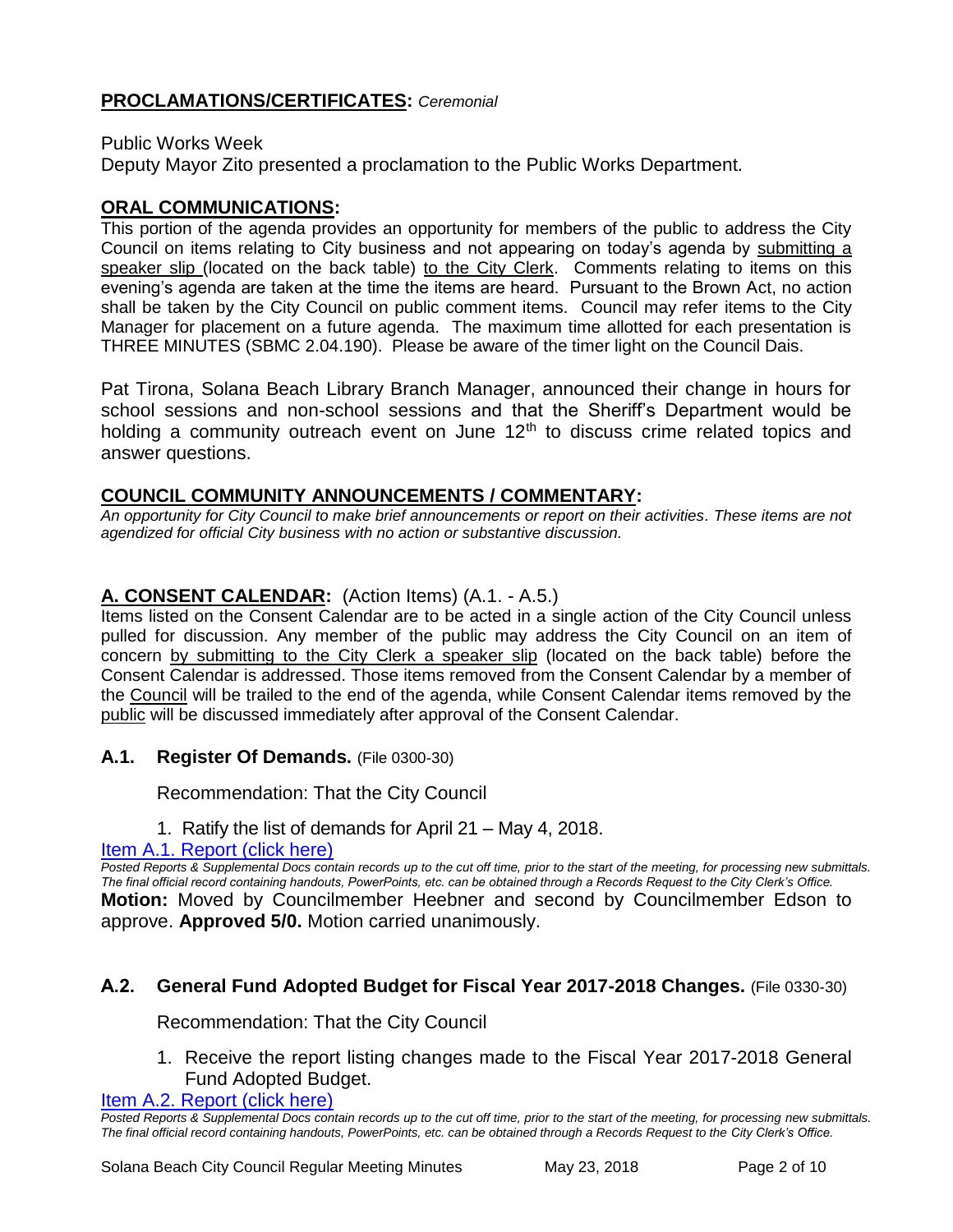## **PROCLAMATIONS/CERTIFICATES:** *Ceremonial*

Public Works Week
Deputy Mayor Zito presented a proclamation to the Public Works Department.

## **ORAL COMMUNICATIONS:**

This portion of the agenda provides an opportunity for members of the public to address the City Council on items relating to City business and not appearing on today's agenda by submitting a speaker slip (located on the back table) to the City Clerk. Comments relating to items on this evening's agenda are taken at the time the items are heard. Pursuant to the Brown Act, no action shall be taken by the City Council on public comment items. Council may refer items to the City Manager for placement on a future agenda. The maximum time allotted for each presentation is THREE MINUTES (SBMC 2.04.190). Please be aware of the timer light on the Council Dais.

Pat Tirona, Solana Beach Library Branch Manager, announced their change in hours for school sessions and non-school sessions and that the Sheriff's Department would be holding a community outreach event on June 12th to discuss crime related topics and answer questions.

## **COUNCIL COMMUNITY ANNOUNCEMENTS / COMMENTARY:**

*An opportunity for City Council to make brief announcements or report on their activities. These items are not agendized for official City business with no action or substantive discussion.*

## **A. CONSENT CALENDAR:** (Action Items) (A.1. - A.5.)

Items listed on the Consent Calendar are to be acted in a single action of the City Council unless pulled for discussion. Any member of the public may address the City Council on an item of concern by submitting to the City Clerk a speaker slip (located on the back table) before the Consent Calendar is addressed. Those items removed from the Consent Calendar by a member of the Council will be trailed to the end of the agenda, while Consent Calendar items removed by the public will be discussed immediately after approval of the Consent Calendar.

### **A.1. Register Of Demands.** (File 0300-30)

Recommendation: That the City Council

1. Ratify the list of demands for April 21 – May 4, 2018.

[Item A.1. Report (click here)]

*Posted Reports & Supplemental Docs contain records up to the cut off time, prior to the start of the meeting, for processing new submittals. The final official record containing handouts, PowerPoints, etc. can be obtained through a Records Request to the City Clerk's Office.*

**Motion:** Moved by Councilmember Heebner and second by Councilmember Edson to approve. **Approved 5/0.** Motion carried unanimously.

### **A.2. General Fund Adopted Budget for Fiscal Year 2017-2018 Changes.** (File 0330-30)

Recommendation: That the City Council

1. Receive the report listing changes made to the Fiscal Year 2017-2018 General Fund Adopted Budget.

[Item A.2. Report (click here)]

*Posted Reports & Supplemental Docs contain records up to the cut off time, prior to the start of the meeting, for processing new submittals. The final official record containing handouts, PowerPoints, etc. can be obtained through a Records Request to the City Clerk's Office.*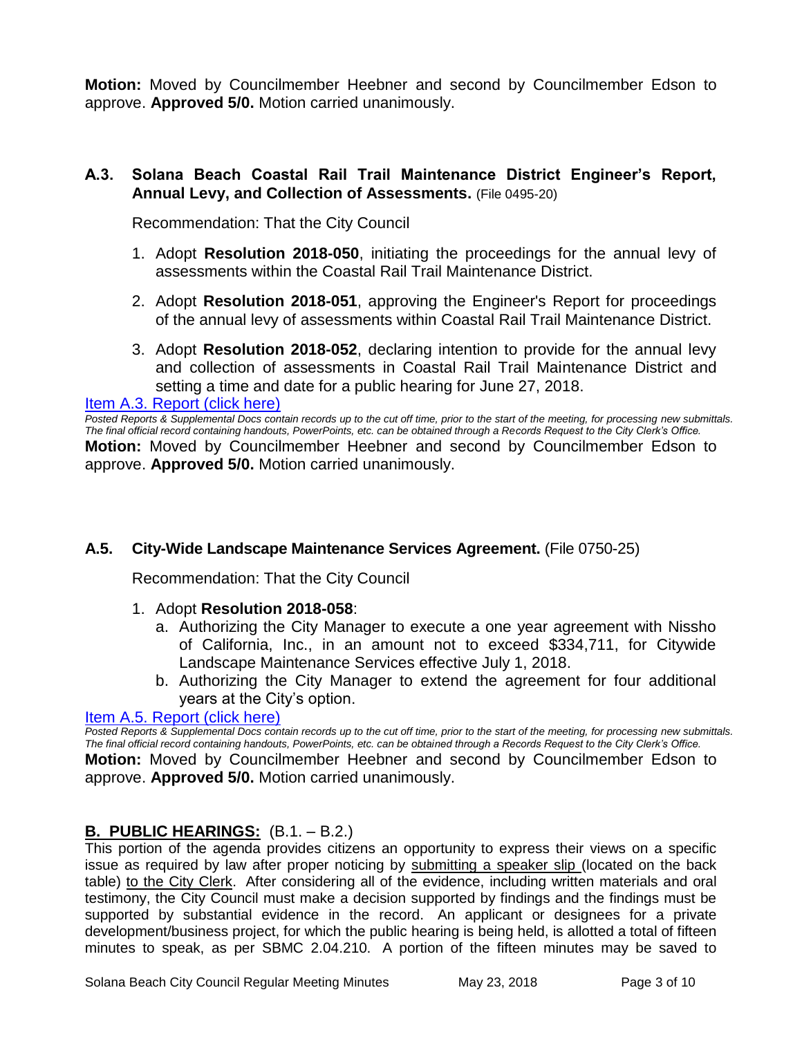**Motion:** Moved by Councilmember Heebner and second by Councilmember Edson to approve. **Approved 5/0.** Motion carried unanimously.

### A.3. Solana Beach Coastal Rail Trail Maintenance District Engineer's Report, Annual Levy, and Collection of Assessments. (File 0495-20)

Recommendation: That the City Council

1. Adopt **Resolution 2018-050**, initiating the proceedings for the annual levy of assessments within the Coastal Rail Trail Maintenance District.
2. Adopt **Resolution 2018-051**, approving the Engineer's Report for proceedings of the annual levy of assessments within Coastal Rail Trail Maintenance District.
3. Adopt **Resolution 2018-052**, declaring intention to provide for the annual levy and collection of assessments in Coastal Rail Trail Maintenance District and setting a time and date for a public hearing for June 27, 2018.

Item A.3. Report (click here)

*Posted Reports & Supplemental Docs contain records up to the cut off time, prior to the start of the meeting, for processing new submittals. The final official record containing handouts, PowerPoints, etc. can be obtained through a Records Request to the City Clerk's Office.*

**Motion:** Moved by Councilmember Heebner and second by Councilmember Edson to approve. **Approved 5/0.** Motion carried unanimously.

### A.5. City-Wide Landscape Maintenance Services Agreement. (File 0750-25)

Recommendation: That the City Council

1. Adopt **Resolution 2018-058**:
   a. Authorizing the City Manager to execute a one year agreement with Nissho of California, Inc., in an amount not to exceed $334,711, for Citywide Landscape Maintenance Services effective July 1, 2018.
   b. Authorizing the City Manager to extend the agreement for four additional years at the City's option.

Item A.5. Report (click here)

*Posted Reports & Supplemental Docs contain records up to the cut off time, prior to the start of the meeting, for processing new submittals. The final official record containing handouts, PowerPoints, etc. can be obtained through a Records Request to the City Clerk's Office.*

**Motion:** Moved by Councilmember Heebner and second by Councilmember Edson to approve. **Approved 5/0.** Motion carried unanimously.

## B. PUBLIC HEARINGS: (B.1. – B.2.)

This portion of the agenda provides citizens an opportunity to express their views on a specific issue as required by law after proper noticing by submitting a speaker slip (located on the back table) to the City Clerk. After considering all of the evidence, including written materials and oral testimony, the City Council must make a decision supported by findings and the findings must be supported by substantial evidence in the record. An applicant or designees for a private development/business project, for which the public hearing is being held, is allotted a total of fifteen minutes to speak, as per SBMC 2.04.210. A portion of the fifteen minutes may be saved to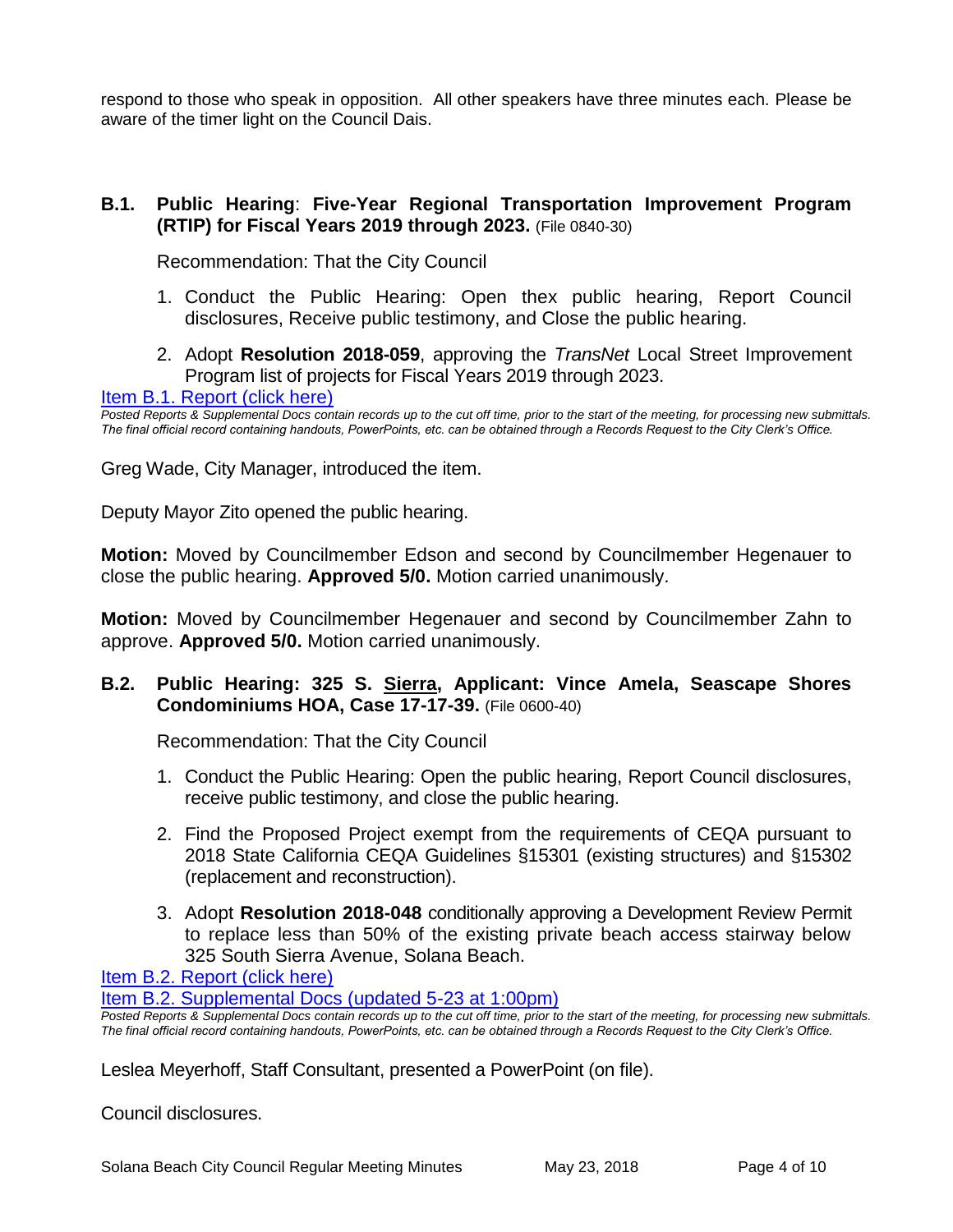respond to those who speak in opposition. All other speakers have three minutes each. Please be aware of the timer light on the Council Dais.

**B.1. Public Hearing: Five-Year Regional Transportation Improvement Program (RTIP) for Fiscal Years 2019 through 2023.** (File 0840-30)

Recommendation: That the City Council

1. Conduct the Public Hearing: Open thex public hearing, Report Council disclosures, Receive public testimony, and Close the public hearing.
2. Adopt **Resolution 2018-059**, approving the *TransNet* Local Street Improvement Program list of projects for Fiscal Years 2019 through 2023.

[Item B.1. Report (click here)]

*Posted Reports & Supplemental Docs contain records up to the cut off time, prior to the start of the meeting, for processing new submittals. The final official record containing handouts, PowerPoints, etc. can be obtained through a Records Request to the City Clerk's Office.*

Greg Wade, City Manager, introduced the item.

Deputy Mayor Zito opened the public hearing.

**Motion:** Moved by Councilmember Edson and second by Councilmember Hegenauer to close the public hearing. **Approved 5/0.** Motion carried unanimously.

**Motion:** Moved by Councilmember Hegenauer and second by Councilmember Zahn to approve. **Approved 5/0.** Motion carried unanimously.

**B.2. Public Hearing: 325 S. Sierra, Applicant: Vince Amela, Seascape Shores Condominiums HOA, Case 17-17-39.** (File 0600-40)

Recommendation: That the City Council

1. Conduct the Public Hearing: Open the public hearing, Report Council disclosures, receive public testimony, and close the public hearing.
2. Find the Proposed Project exempt from the requirements of CEQA pursuant to 2018 State California CEQA Guidelines §15301 (existing structures) and §15302 (replacement and reconstruction).
3. Adopt **Resolution 2018-048** conditionally approving a Development Review Permit to replace less than 50% of the existing private beach access stairway below 325 South Sierra Avenue, Solana Beach.

[Item B.2. Report (click here)]

[Item B.2. Supplemental Docs (updated 5-23 at 1:00pm)]

*Posted Reports & Supplemental Docs contain records up to the cut off time, prior to the start of the meeting, for processing new submittals. The final official record containing handouts, PowerPoints, etc. can be obtained through a Records Request to the City Clerk's Office.*

Leslea Meyerhoff, Staff Consultant, presented a PowerPoint (on file).

Council disclosures.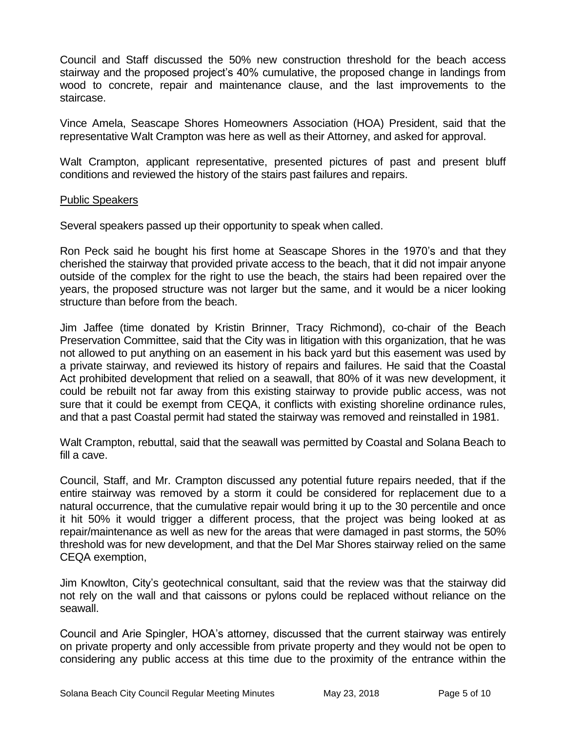Council and Staff discussed the 50% new construction threshold for the beach access stairway and the proposed project's 40% cumulative, the proposed change in landings from wood to concrete, repair and maintenance clause, and the last improvements to the staircase.

Vince Amela, Seascape Shores Homeowners Association (HOA) President, said that the representative Walt Crampton was here as well as their Attorney, and asked for approval.

Walt Crampton, applicant representative, presented pictures of past and present bluff conditions and reviewed the history of the stairs past failures and repairs.

<u>Public Speakers</u>

Several speakers passed up their opportunity to speak when called.

Ron Peck said he bought his first home at Seascape Shores in the 1970's and that they cherished the stairway that provided private access to the beach, that it did not impair anyone outside of the complex for the right to use the beach, the stairs had been repaired over the years, the proposed structure was not larger but the same, and it would be a nicer looking structure than before from the beach.

Jim Jaffee (time donated by Kristin Brinner, Tracy Richmond), co-chair of the Beach Preservation Committee, said that the City was in litigation with this organization, that he was not allowed to put anything on an easement in his back yard but this easement was used by a private stairway, and reviewed its history of repairs and failures. He said that the Coastal Act prohibited development that relied on a seawall, that 80% of it was new development, it could be rebuilt not far away from this existing stairway to provide public access, was not sure that it could be exempt from CEQA, it conflicts with existing shoreline ordinance rules, and that a past Coastal permit had stated the stairway was removed and reinstalled in 1981.

Walt Crampton, rebuttal, said that the seawall was permitted by Coastal and Solana Beach to fill a cave.

Council, Staff, and Mr. Crampton discussed any potential future repairs needed, that if the entire stairway was removed by a storm it could be considered for replacement due to a natural occurrence, that the cumulative repair would bring it up to the 30 percentile and once it hit 50% it would trigger a different process, that the project was being looked at as repair/maintenance as well as new for the areas that were damaged in past storms, the 50% threshold was for new development, and that the Del Mar Shores stairway relied on the same CEQA exemption,

Jim Knowlton, City's geotechnical consultant, said that the review was that the stairway did not rely on the wall and that caissons or pylons could be replaced without reliance on the seawall.

Council and Arie Spingler, HOA's attorney, discussed that the current stairway was entirely on private property and only accessible from private property and they would not be open to considering any public access at this time due to the proximity of the entrance within the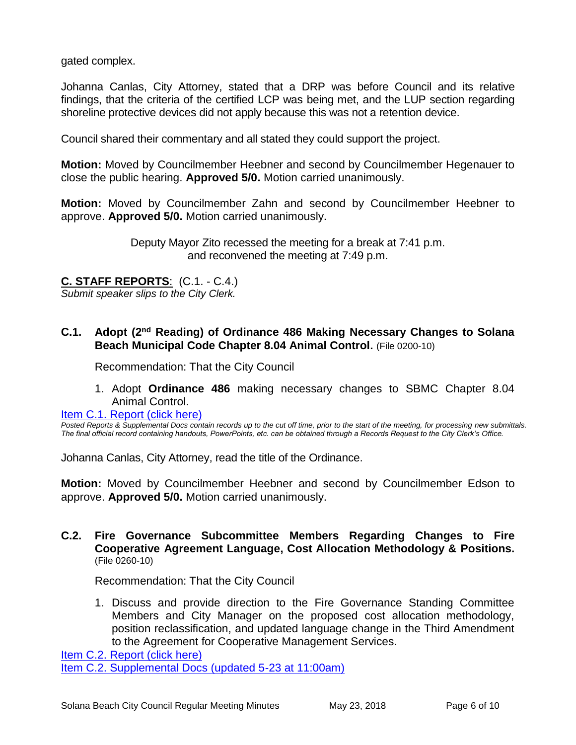gated complex.

Johanna Canlas, City Attorney, stated that a DRP was before Council and its relative findings, that the criteria of the certified LCP was being met, and the LUP section regarding shoreline protective devices did not apply because this was not a retention device.

Council shared their commentary and all stated they could support the project.

**Motion:** Moved by Councilmember Heebner and second by Councilmember Hegenauer to close the public hearing. **Approved 5/0.** Motion carried unanimously.

**Motion:** Moved by Councilmember Zahn and second by Councilmember Heebner to approve. **Approved 5/0.** Motion carried unanimously.

Deputy Mayor Zito recessed the meeting for a break at 7:41 p.m. and reconvened the meeting at 7:49 p.m.

## C. STAFF REPORTS: (C.1. - C.4.)

*Submit speaker slips to the City Clerk.*

### C.1. Adopt (2nd Reading) of Ordinance 486 Making Necessary Changes to Solana Beach Municipal Code Chapter 8.04 Animal Control. (File 0200-10)

Recommendation: That the City Council

1. Adopt **Ordinance 486** making necessary changes to SBMC Chapter 8.04 Animal Control.

[Item C.1. Report (click here)]

*Posted Reports & Supplemental Docs contain records up to the cut off time, prior to the start of the meeting, for processing new submittals. The final official record containing handouts, PowerPoints, etc. can be obtained through a Records Request to the City Clerk's Office.*

Johanna Canlas, City Attorney, read the title of the Ordinance.

**Motion:** Moved by Councilmember Heebner and second by Councilmember Edson to approve. **Approved 5/0.** Motion carried unanimously.

### C.2. Fire Governance Subcommittee Members Regarding Changes to Fire Cooperative Agreement Language, Cost Allocation Methodology & Positions. (File 0260-10)

Recommendation: That the City Council

1. Discuss and provide direction to the Fire Governance Standing Committee Members and City Manager on the proposed cost allocation methodology, position reclassification, and updated language change in the Third Amendment to the Agreement for Cooperative Management Services.

[Item C.2. Report (click here)]
[Item C.2. Supplemental Docs (updated 5-23 at 11:00am)]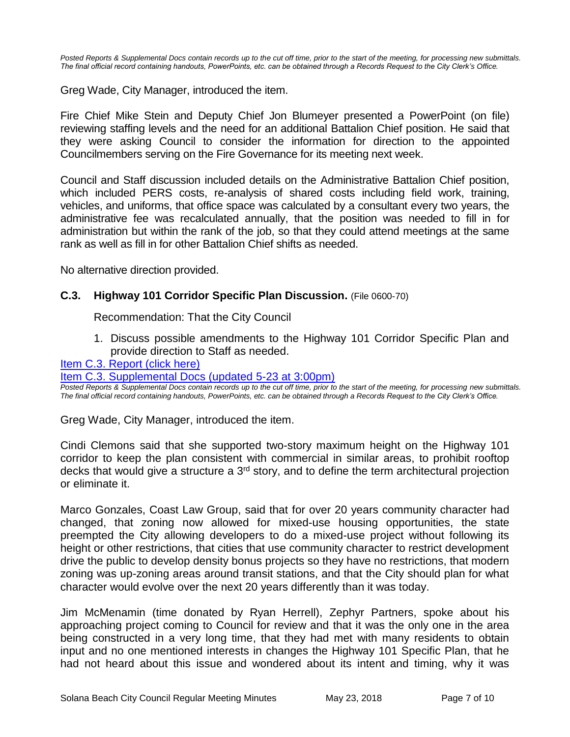*Posted Reports & Supplemental Docs contain records up to the cut off time, prior to the start of the meeting, for processing new submittals. The final official record containing handouts, PowerPoints, etc. can be obtained through a Records Request to the City Clerk's Office.*

Greg Wade, City Manager, introduced the item.

Fire Chief Mike Stein and Deputy Chief Jon Blumeyer presented a PowerPoint (on file) reviewing staffing levels and the need for an additional Battalion Chief position. He said that they were asking Council to consider the information for direction to the appointed Councilmembers serving on the Fire Governance for its meeting next week.

Council and Staff discussion included details on the Administrative Battalion Chief position, which included PERS costs, re-analysis of shared costs including field work, training, vehicles, and uniforms, that office space was calculated by a consultant every two years, the administrative fee was recalculated annually, that the position was needed to fill in for administration but within the rank of the job, so that they could attend meetings at the same rank as well as fill in for other Battalion Chief shifts as needed.

No alternative direction provided.

### C.3. Highway 101 Corridor Specific Plan Discussion. (File 0600-70)

Recommendation: That the City Council

1. Discuss possible amendments to the Highway 101 Corridor Specific Plan and provide direction to Staff as needed.

[Item C.3. Report (click here)]

[Item C.3. Supplemental Docs (updated 5-23 at 3:00pm)]

*Posted Reports & Supplemental Docs contain records up to the cut off time, prior to the start of the meeting, for processing new submittals. The final official record containing handouts, PowerPoints, etc. can be obtained through a Records Request to the City Clerk's Office.*

Greg Wade, City Manager, introduced the item.

Cindi Clemons said that she supported two-story maximum height on the Highway 101 corridor to keep the plan consistent with commercial in similar areas, to prohibit rooftop decks that would give a structure a 3rd story, and to define the term architectural projection or eliminate it.

Marco Gonzales, Coast Law Group, said that for over 20 years community character had changed, that zoning now allowed for mixed-use housing opportunities, the state preempted the City allowing developers to do a mixed-use project without following its height or other restrictions, that cities that use community character to restrict development drive the public to develop density bonus projects so they have no restrictions, that modern zoning was up-zoning areas around transit stations, and that the City should plan for what character would evolve over the next 20 years differently than it was today.

Jim McMenamin (time donated by Ryan Herrell), Zephyr Partners, spoke about his approaching project coming to Council for review and that it was the only one in the area being constructed in a very long time, that they had met with many residents to obtain input and no one mentioned interests in changes the Highway 101 Specific Plan, that he had not heard about this issue and wondered about its intent and timing, why it was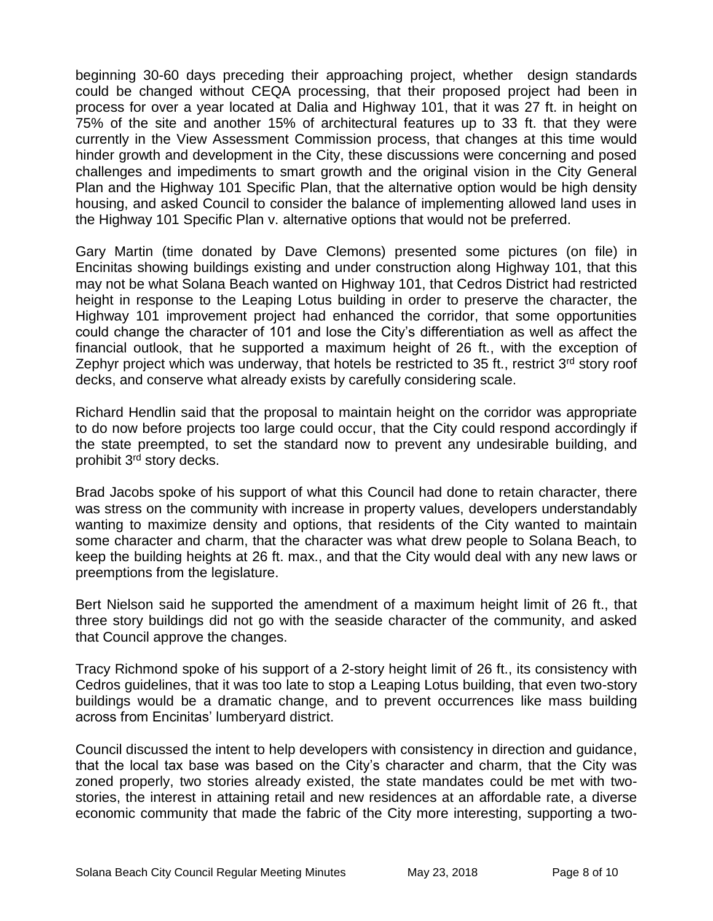beginning 30-60 days preceding their approaching project, whether design standards could be changed without CEQA processing, that their proposed project had been in process for over a year located at Dalia and Highway 101, that it was 27 ft. in height on 75% of the site and another 15% of architectural features up to 33 ft. that they were currently in the View Assessment Commission process, that changes at this time would hinder growth and development in the City, these discussions were concerning and posed challenges and impediments to smart growth and the original vision in the City General Plan and the Highway 101 Specific Plan, that the alternative option would be high density housing, and asked Council to consider the balance of implementing allowed land uses in the Highway 101 Specific Plan v. alternative options that would not be preferred.

Gary Martin (time donated by Dave Clemons) presented some pictures (on file) in Encinitas showing buildings existing and under construction along Highway 101, that this may not be what Solana Beach wanted on Highway 101, that Cedros District had restricted height in response to the Leaping Lotus building in order to preserve the character, the Highway 101 improvement project had enhanced the corridor, that some opportunities could change the character of 101 and lose the City's differentiation as well as affect the financial outlook, that he supported a maximum height of 26 ft., with the exception of Zephyr project which was underway, that hotels be restricted to 35 ft., restrict 3rd story roof decks, and conserve what already exists by carefully considering scale.

Richard Hendlin said that the proposal to maintain height on the corridor was appropriate to do now before projects too large could occur, that the City could respond accordingly if the state preempted, to set the standard now to prevent any undesirable building, and prohibit 3rd story decks.

Brad Jacobs spoke of his support of what this Council had done to retain character, there was stress on the community with increase in property values, developers understandably wanting to maximize density and options, that residents of the City wanted to maintain some character and charm, that the character was what drew people to Solana Beach, to keep the building heights at 26 ft. max., and that the City would deal with any new laws or preemptions from the legislature.

Bert Nielson said he supported the amendment of a maximum height limit of 26 ft., that three story buildings did not go with the seaside character of the community, and asked that Council approve the changes.

Tracy Richmond spoke of his support of a 2-story height limit of 26 ft., its consistency with Cedros guidelines, that it was too late to stop a Leaping Lotus building, that even two-story buildings would be a dramatic change, and to prevent occurrences like mass building across from Encinitas' lumberyard district.

Council discussed the intent to help developers with consistency in direction and guidance, that the local tax base was based on the City's character and charm, that the City was zoned properly, two stories already existed, the state mandates could be met with two-stories, the interest in attaining retail and new residences at an affordable rate, a diverse economic community that made the fabric of the City more interesting, supporting a two-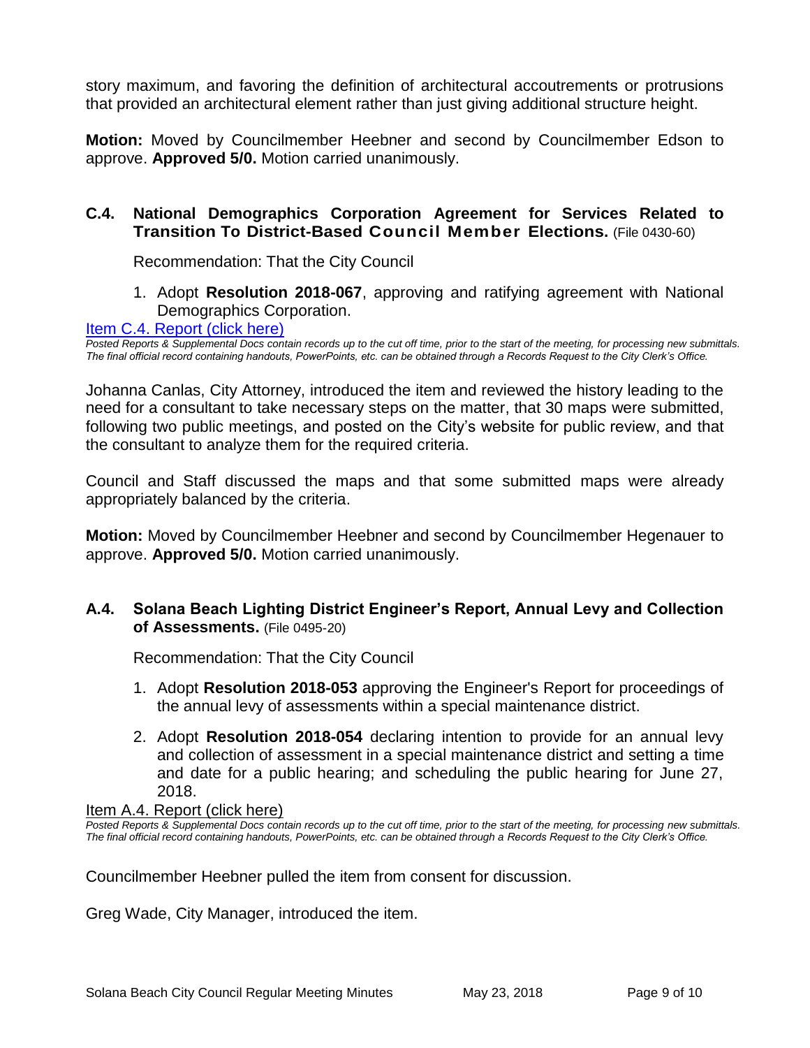story maximum, and favoring the definition of architectural accoutrements or protrusions that provided an architectural element rather than just giving additional structure height.

**Motion:** Moved by Councilmember Heebner and second by Councilmember Edson to approve. **Approved 5/0.** Motion carried unanimously.

### C.4. National Demographics Corporation Agreement for Services Related to Transition To District-Based Council Member Elections. (File 0430-60)

Recommendation: That the City Council

1. Adopt **Resolution 2018-067**, approving and ratifying agreement with National Demographics Corporation.

Item C.4. Report (click here)

*Posted Reports & Supplemental Docs contain records up to the cut off time, prior to the start of the meeting, for processing new submittals. The final official record containing handouts, PowerPoints, etc. can be obtained through a Records Request to the City Clerk's Office.*

Johanna Canlas, City Attorney, introduced the item and reviewed the history leading to the need for a consultant to take necessary steps on the matter, that 30 maps were submitted, following two public meetings, and posted on the City's website for public review, and that the consultant to analyze them for the required criteria.

Council and Staff discussed the maps and that some submitted maps were already appropriately balanced by the criteria.

**Motion:** Moved by Councilmember Heebner and second by Councilmember Hegenauer to approve. **Approved 5/0.** Motion carried unanimously.

### A.4. Solana Beach Lighting District Engineer's Report, Annual Levy and Collection of Assessments. (File 0495-20)

Recommendation: That the City Council

1. Adopt **Resolution 2018-053** approving the Engineer's Report for proceedings of the annual levy of assessments within a special maintenance district.
2. Adopt **Resolution 2018-054** declaring intention to provide for an annual levy and collection of assessment in a special maintenance district and setting a time and date for a public hearing; and scheduling the public hearing for June 27, 2018.

Item A.4. Report (click here)

*Posted Reports & Supplemental Docs contain records up to the cut off time, prior to the start of the meeting, for processing new submittals. The final official record containing handouts, PowerPoints, etc. can be obtained through a Records Request to the City Clerk's Office.*

Councilmember Heebner pulled the item from consent for discussion.

Greg Wade, City Manager, introduced the item.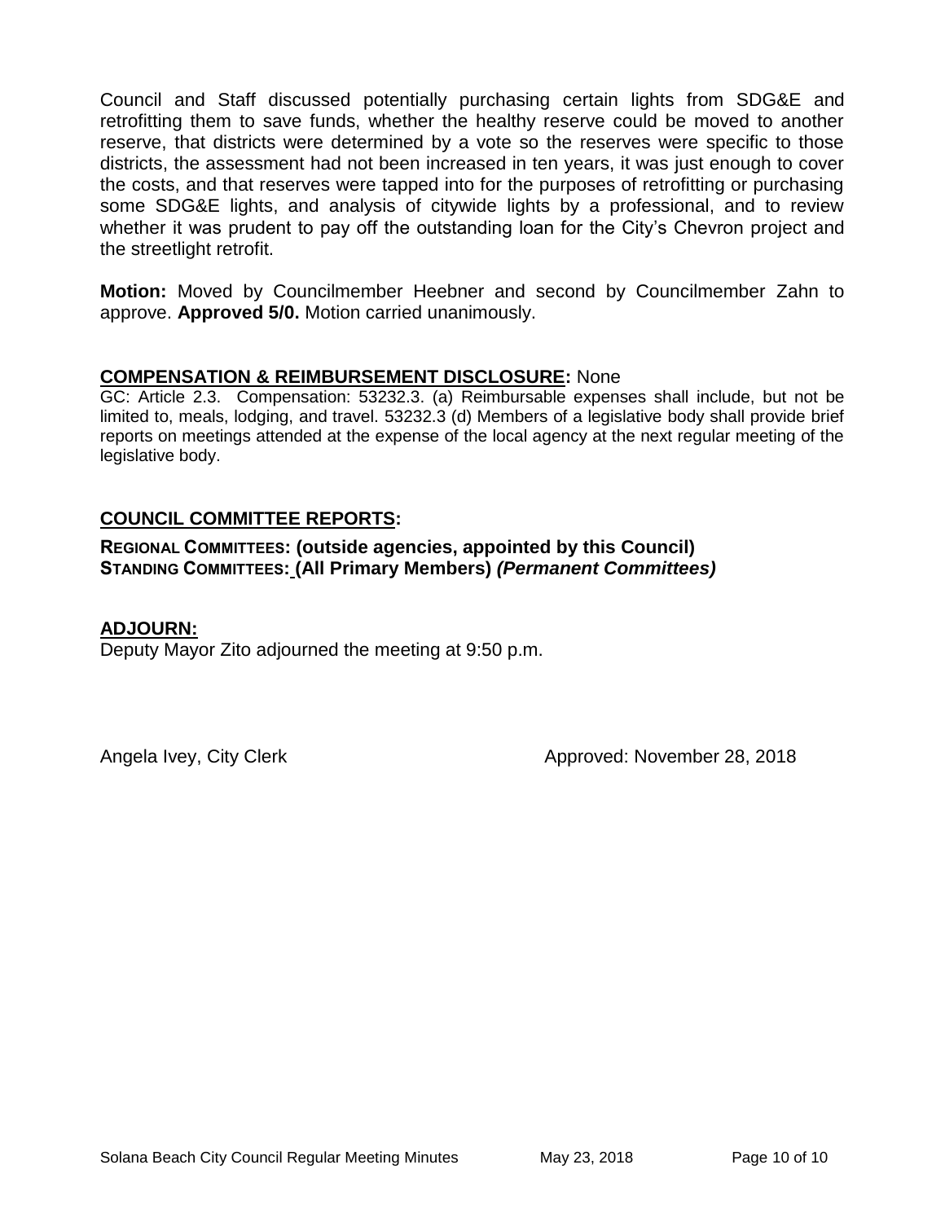Council and Staff discussed potentially purchasing certain lights from SDG&E and retrofitting them to save funds, whether the healthy reserve could be moved to another reserve, that districts were determined by a vote so the reserves were specific to those districts, the assessment had not been increased in ten years, it was just enough to cover the costs, and that reserves were tapped into for the purposes of retrofitting or purchasing some SDG&E lights, and analysis of citywide lights by a professional, and to review whether it was prudent to pay off the outstanding loan for the City's Chevron project and the streetlight retrofit.

**Motion:** Moved by Councilmember Heebner and second by Councilmember Zahn to approve. **Approved 5/0.** Motion carried unanimously.

## COMPENSATION & REIMBURSEMENT DISCLOSURE: None

GC: Article 2.3. Compensation: 53232.3. (a) Reimbursable expenses shall include, but not be limited to, meals, lodging, and travel. 53232.3 (d) Members of a legislative body shall provide brief reports on meetings attended at the expense of the local agency at the next regular meeting of the legislative body.

## COUNCIL COMMITTEE REPORTS:

**REGIONAL COMMITTEES: (outside agencies, appointed by this Council)**
**STANDING COMMITTEES: (All Primary Members) *(Permanent Committees)***

## ADJOURN:

Deputy Mayor Zito adjourned the meeting at 9:50 p.m.

Angela Ivey, City Clerk                                        Approved: November 28, 2018